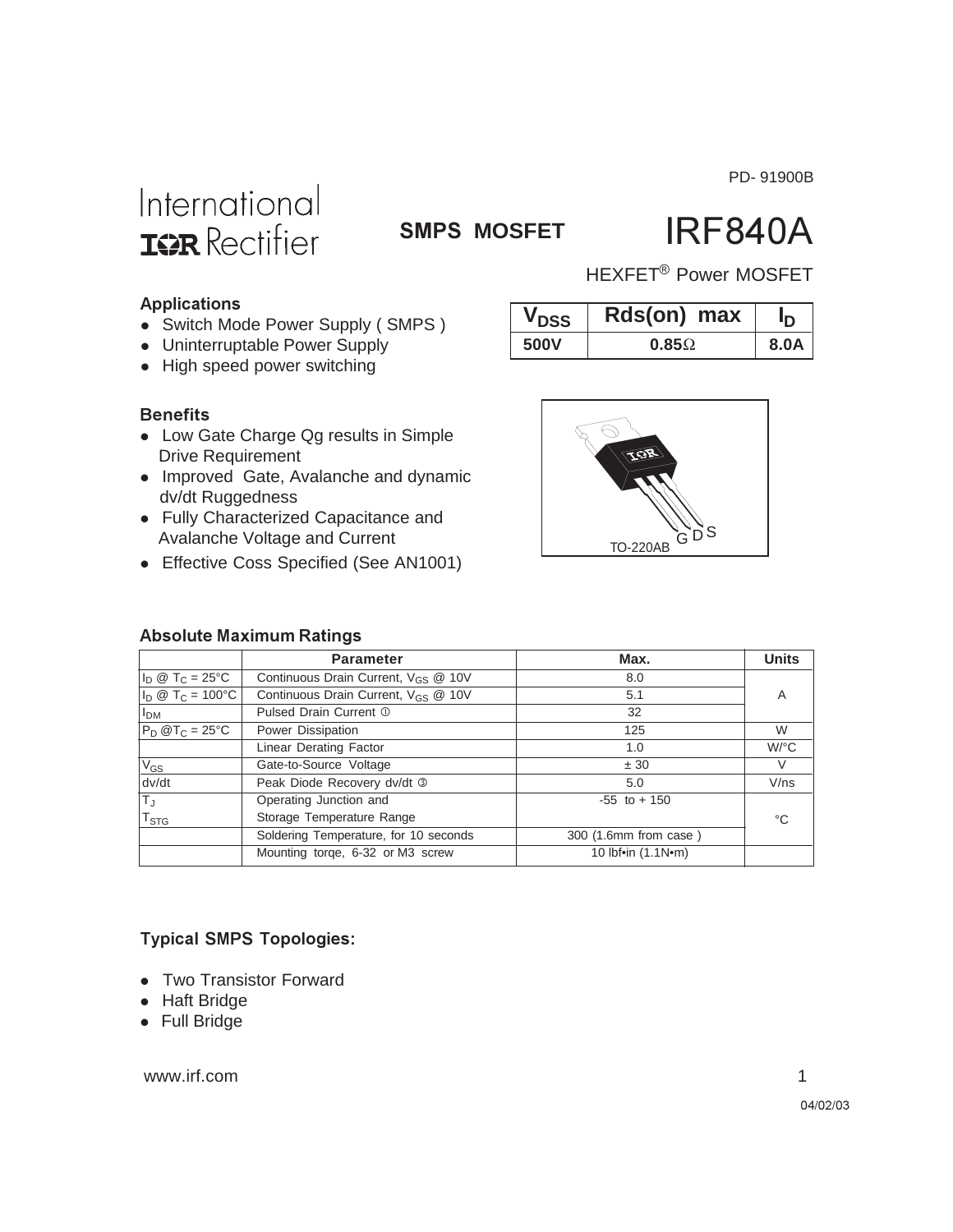PD- 91900B

International IOR Rectifier

**SMPS MOSFET**

# IRF840A

HEXFET® Power MOSFET

### Applications

- Switch Mode Power Supply ( SMPS )
- Uninterruptable Power Supply
- High speed power switching

| $V_{DSS}$ | Rds(on) max | $I_D$ |
|---|---|---|
| **500V** | **0.85Ω** | **8.0A** |

### Benefits

- Low Gate Charge Qg results in Simple Drive Requirement
- Improved Gate, Avalanche and dynamic dv/dt Ruggedness
- Fully Characterized Capacitance and Avalanche Voltage and Current
- Effective Coss Specified (See AN1001)

TO-220AB G D S

### Absolute Maximum Ratings

| | Parameter | Max. | Units |
|---|---|---|---|
| $I_D$ @ $T_C$ = 25°C | Continuous Drain Current, $V_{GS}$ @ 10V | 8.0 | A |
| $I_D$ @ $T_C$ = 100°C | Continuous Drain Current, $V_{GS}$ @ 10V | 5.1 | |
| $I_{DM}$ | Pulsed Drain Current ① | 32 | |
| $P_D$ @$T_C$ = 25°C | Power Dissipation | 125 | W |
| | Linear Derating Factor | 1.0 | W/°C |
| $V_{GS}$ | Gate-to-Source Voltage | ± 30 | V |
| dv/dt | Peak Diode Recovery dv/dt ③ | 5.0 | V/ns |
| $T_J$ <br> $T_{STG}$ | Operating Junction and <br> Storage Temperature Range | -55 to + 150 | °C |
| | Soldering Temperature, for 10 seconds | 300 (1.6mm from case ) | |
| | Mounting torqe, 6-32 or M3 screw | 10 lbf•in (1.1N•m) | |

### Typical SMPS Topologies:

- Two Transistor Forward
- Haft Bridge
- Full Bridge

www.irf.com

04/02/03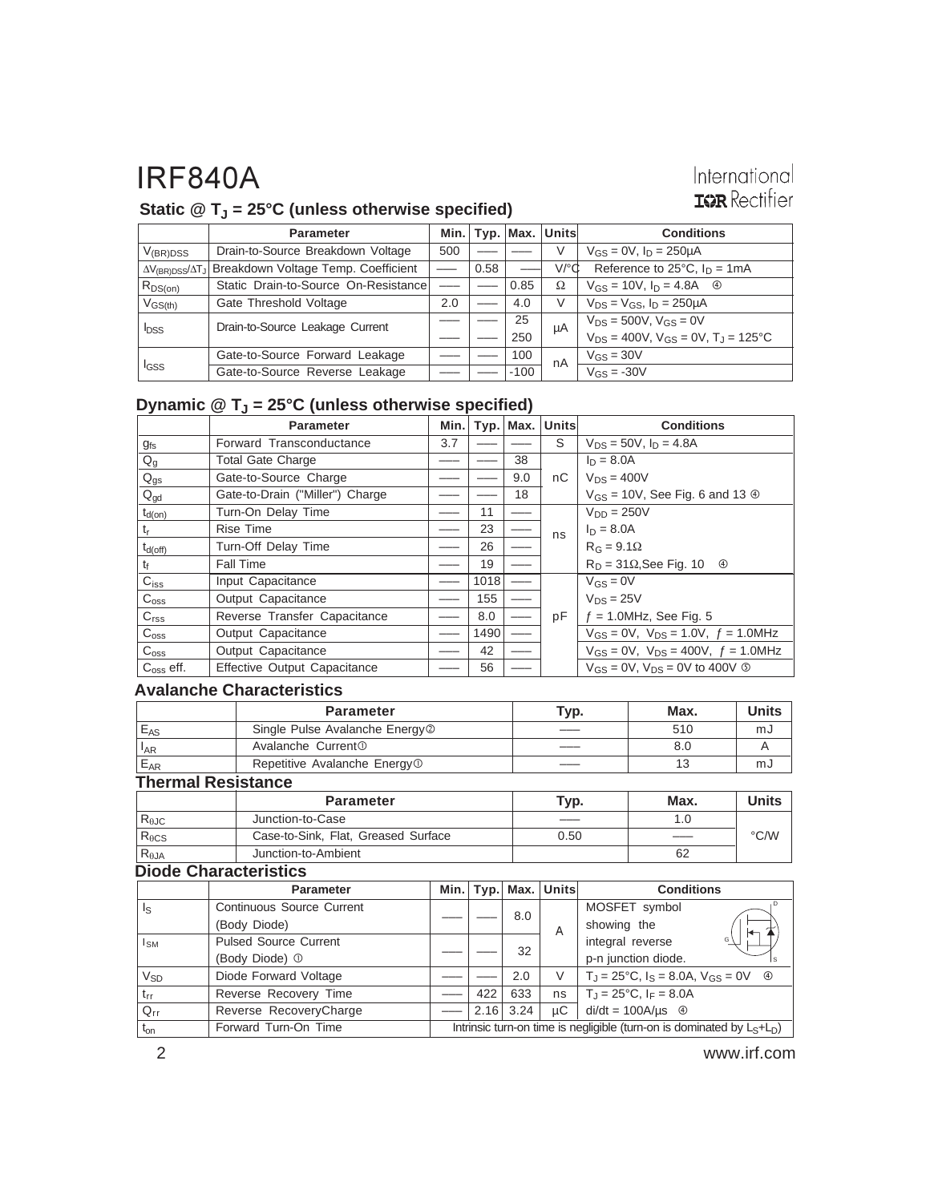# IRF840A

## Static @ $T_J$ = 25°C (unless otherwise specified)

| | Parameter | Min. | Typ. | Max. | Units | Conditions |
|---|---|---|---|---|---|---|
| $V_{(BR)DSS}$ | Drain-to-Source Breakdown Voltage | 500 | —— | —— | V | $V_{GS}$ = 0V, $I_D$ = 250μA |
| $\Delta V_{(BR)DSS}/\Delta T_J$ | Breakdown Voltage Temp. Coefficient | —— | 0.58 | —— | V/°C | Reference to 25°C, $I_D$ = 1mA |
| $R_{DS(on)}$ | Static Drain-to-Source On-Resistance | —— | —— | 0.85 | Ω | $V_{GS}$ = 10V, $I_D$ = 4.8A ④ |
| $V_{GS(th)}$ | Gate Threshold Voltage | 2.0 | —— | 4.0 | V | $V_{DS}$ = $V_{GS}$, $I_D$ = 250μA |
| $I_{DSS}$ | Drain-to-Source Leakage Current | —— | —— | 25 | μA | $V_{DS}$ = 500V, $V_{GS}$ = 0V |
| | | —— | —— | 250 | | $V_{DS}$ = 400V, $V_{GS}$ = 0V, $T_J$ = 125°C |
| $I_{GSS}$ | Gate-to-Source Forward Leakage | —— | —— | 100 | nA | $V_{GS}$ = 30V |
| | Gate-to-Source Reverse Leakage | —— | —— | -100 | | $V_{GS}$ = -30V |

## Dynamic @ $T_J$ = 25°C (unless otherwise specified)

| | Parameter | Min. | Typ. | Max. | Units | Conditions |
|---|---|---|---|---|---|---|
| $g_{fs}$ | Forward Transconductance | 3.7 | —— | —— | S | $V_{DS}$ = 50V, $I_D$ = 4.8A |
| $Q_g$ | Total Gate Charge | —— | —— | 38 | nC | $I_D$ = 8.0A |
| $Q_{gs}$ | Gate-to-Source Charge | —— | —— | 9.0 | | $V_{DS}$ = 400V |
| $Q_{gd}$ | Gate-to-Drain ("Miller") Charge | —— | —— | 18 | | $V_{GS}$ = 10V, See Fig. 6 and 13 ④ |
| $t_{d(on)}$ | Turn-On Delay Time | —— | 11 | —— | ns | $V_{DD}$ = 250V |
| $t_r$ | Rise Time | —— | 23 | —— | | $I_D$ = 8.0A |
| $t_{d(off)}$ | Turn-Off Delay Time | —— | 26 | —— | | $R_G$ = 9.1Ω |
| $t_f$ | Fall Time | —— | 19 | —— | | $R_D$ = 31Ω,See Fig. 10 ④ |
| $C_{iss}$ | Input Capacitance | —— | 1018 | —— | pF | $V_{GS}$ = 0V |
| $C_{oss}$ | Output Capacitance | —— | 155 | —— | | $V_{DS}$ = 25V |
| $C_{rss}$ | Reverse Transfer Capacitance | —— | 8.0 | —— | | $f$ = 1.0MHz, See Fig. 5 |
| $C_{oss}$ | Output Capacitance | —— | 1490 | —— | | $V_{GS}$ = 0V, $V_{DS}$ = 1.0V, $f$ = 1.0MHz |
| $C_{oss}$ | Output Capacitance | —— | 42 | —— | | $V_{GS}$ = 0V, $V_{DS}$ = 400V, $f$ = 1.0MHz |
| $C_{oss}$ eff. | Effective Output Capacitance | —— | 56 | —— | | $V_{GS}$ = 0V, $V_{DS}$ = 0V to 400V ⑤ |

## Avalanche Characteristics

| | Parameter | Typ. | Max. | Units |
|---|---|---|---|---|
| $E_{AS}$ | Single Pulse Avalanche Energy② | —— | 510 | mJ |
| $I_{AR}$ | Avalanche Current① | —— | 8.0 | A |
| $E_{AR}$ | Repetitive Avalanche Energy① | —— | 13 | mJ |

## Thermal Resistance

| | Parameter | Typ. | Max. | Units |
|---|---|---|---|---|
| $R_{\theta JC}$ | Junction-to-Case | —— | 1.0 | °C/W |
| $R_{\theta CS}$ | Case-to-Sink, Flat, Greased Surface | 0.50 | —— | |
| $R_{\theta JA}$ | Junction-to-Ambient | | 62 | |

## Diode Characteristics

| | Parameter | Min. | Typ. | Max. | Units | Conditions |
|---|---|---|---|---|---|---|
| $I_S$ | Continuous Source Current (Body Diode) | —— | —— | 8.0 | A | MOSFET symbol showing the |
| $I_{SM}$ | Pulsed Source Current (Body Diode) ① | —— | —— | 32 | | integral reverse p-n junction diode. |
| $V_{SD}$ | Diode Forward Voltage | —— | —— | 2.0 | V | $T_J$ = 25°C, $I_S$ = 8.0A, $V_{GS}$ = 0V ④ |
| $t_{rr}$ | Reverse Recovery Time | —— | 422 | 633 | ns | $T_J$ = 25°C, $I_F$ = 8.0A |
| $Q_{rr}$ | Reverse RecoveryCharge | —— | 2.16 | 3.24 | μC | di/dt = 100A/μs ④ |
| $t_{on}$ | Forward Turn-On Time | Intrinsic turn-on time is negligible (turn-on is dominated by $L_S$+$L_D$) | | | | |

www.irf.com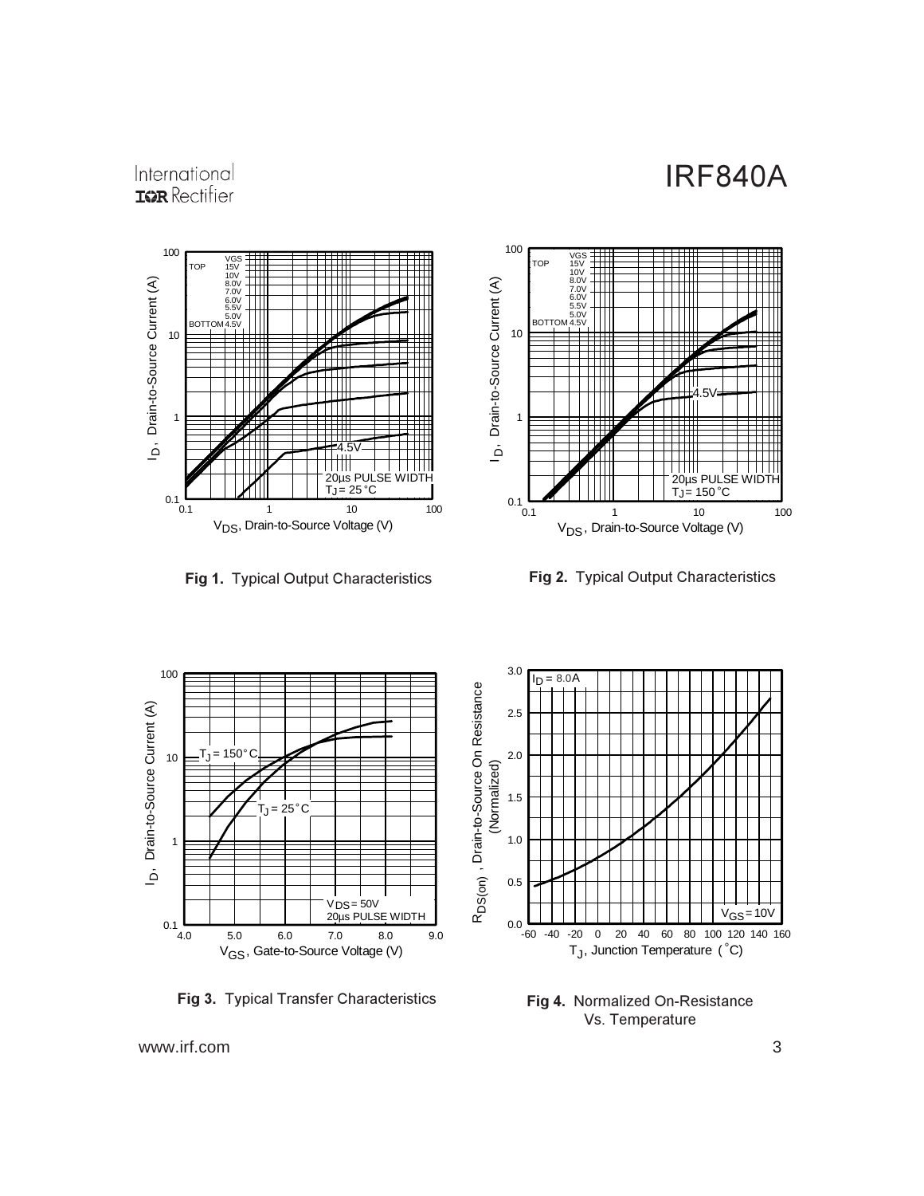Fig 1. Typical Output Characteristics

Fig 2. Typical Output Characteristics

Fig 3. Typical Transfer Characteristics

Fig 4. Normalized On-Resistance Vs. Temperature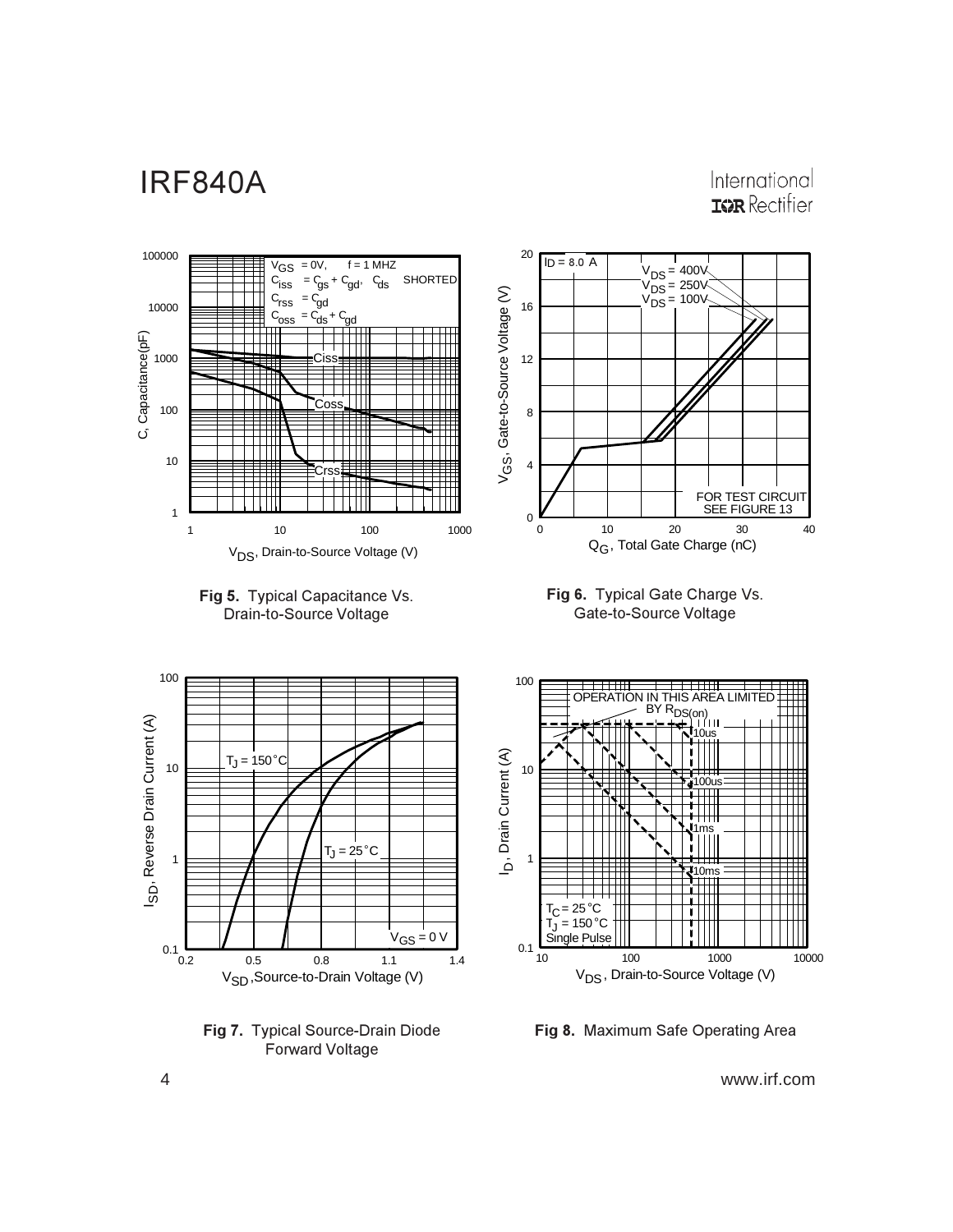**Fig 5.** Typical Capacitance Vs. Drain-to-Source Voltage

**Fig 6.** Typical Gate Charge Vs. Gate-to-Source Voltage

**Fig 7.** Typical Source-Drain Diode Forward Voltage

**Fig 8.** Maximum Safe Operating Area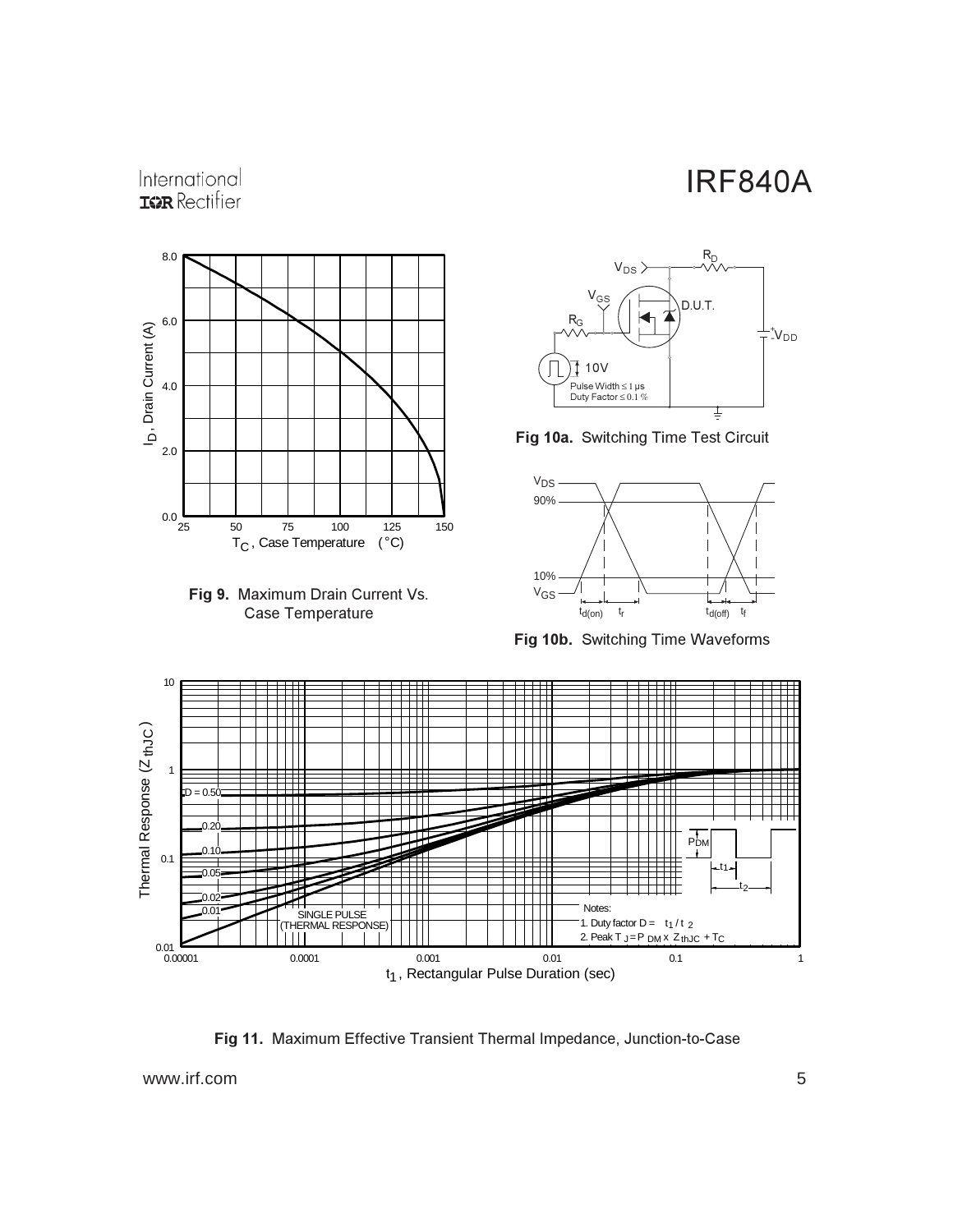**Fig 9.** Maximum Drain Current Vs. Case Temperature

**Fig 10a.** Switching Time Test Circuit

**Fig 10b.** Switching Time Waveforms

**Fig 11.** Maximum Effective Transient Thermal Impedance, Junction-to-Case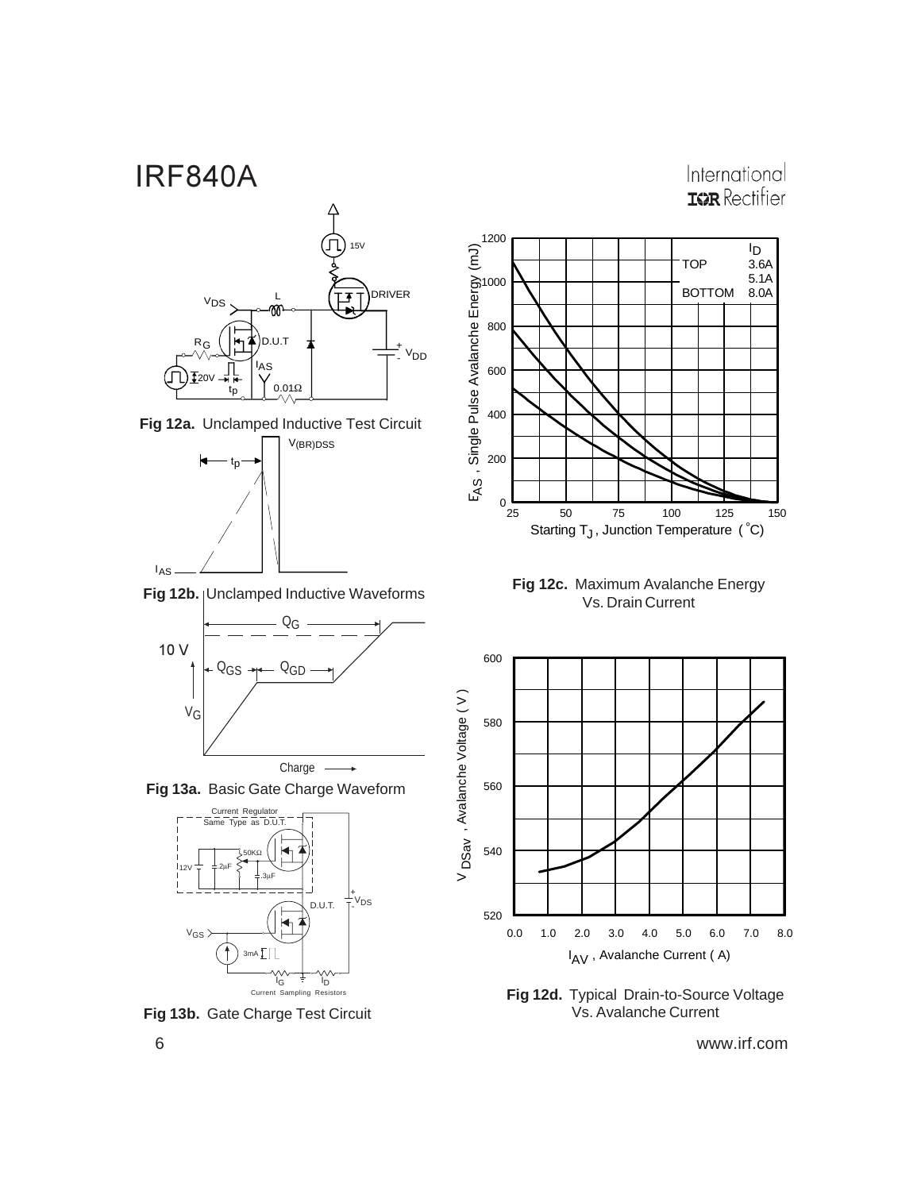Fig 12a. Unclamped Inductive Test Circuit

Fig 12b. Unclamped Inductive Waveforms

Fig 13a. Basic Gate Charge Waveform

Fig 13b. Gate Charge Test Circuit

Fig 12c. Maximum Avalanche Energy Vs. Drain Current

Fig 12d. Typical Drain-to-Source Voltage Vs. Avalanche Current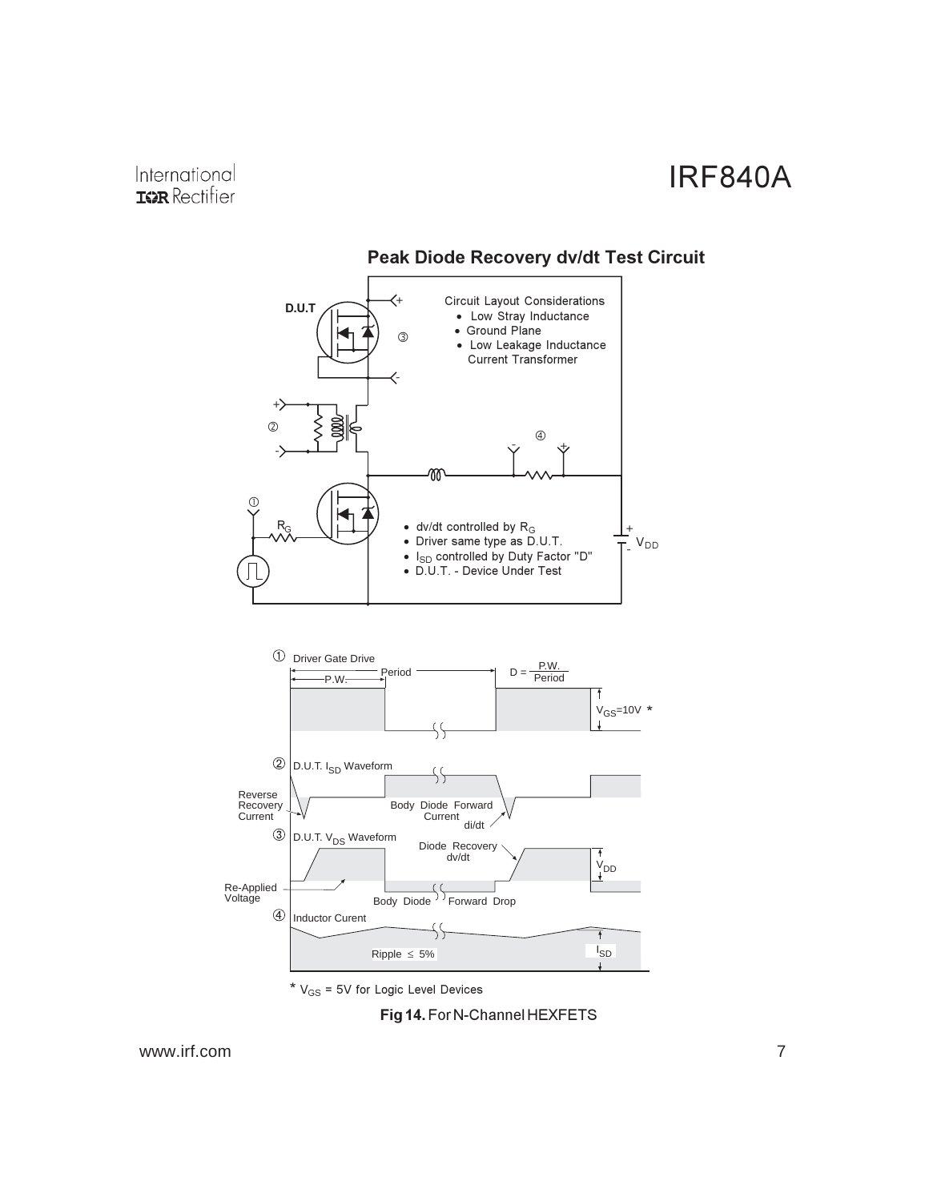## Peak Diode Recovery dv/dt Test Circuit

D.U.T

③

Circuit Layout Considerations

- Low Stray Inductance
- Ground Plane
- Low Leakage Inductance Current Transformer

②

④

①

$R_G$

$V_{DD}$

- dv/dt controlled by $R_G$
- Driver same type as D.U.T.
- $I_{SD}$ controlled by Duty Factor "D"
- D.U.T. - Device Under Test

① Driver Gate Drive

P.W. Period

$D = \frac{P.W.}{Period}$

$V_{GS}$=10V *

② D.U.T. $I_{SD}$ Waveform

Reverse Recovery Current

Body Diode Forward Current

di/dt

③ D.U.T. $V_{DS}$ Waveform

Diode Recovery dv/dt

$V_{DD}$

Re-Applied Voltage

Body Diode Forward Drop

④ Inductor Curent

Ripple ≤ 5%

$I_{SD}$

* $V_{GS}$ = 5V for Logic Level Devices

**Fig 14.** For N-Channel HEXFETS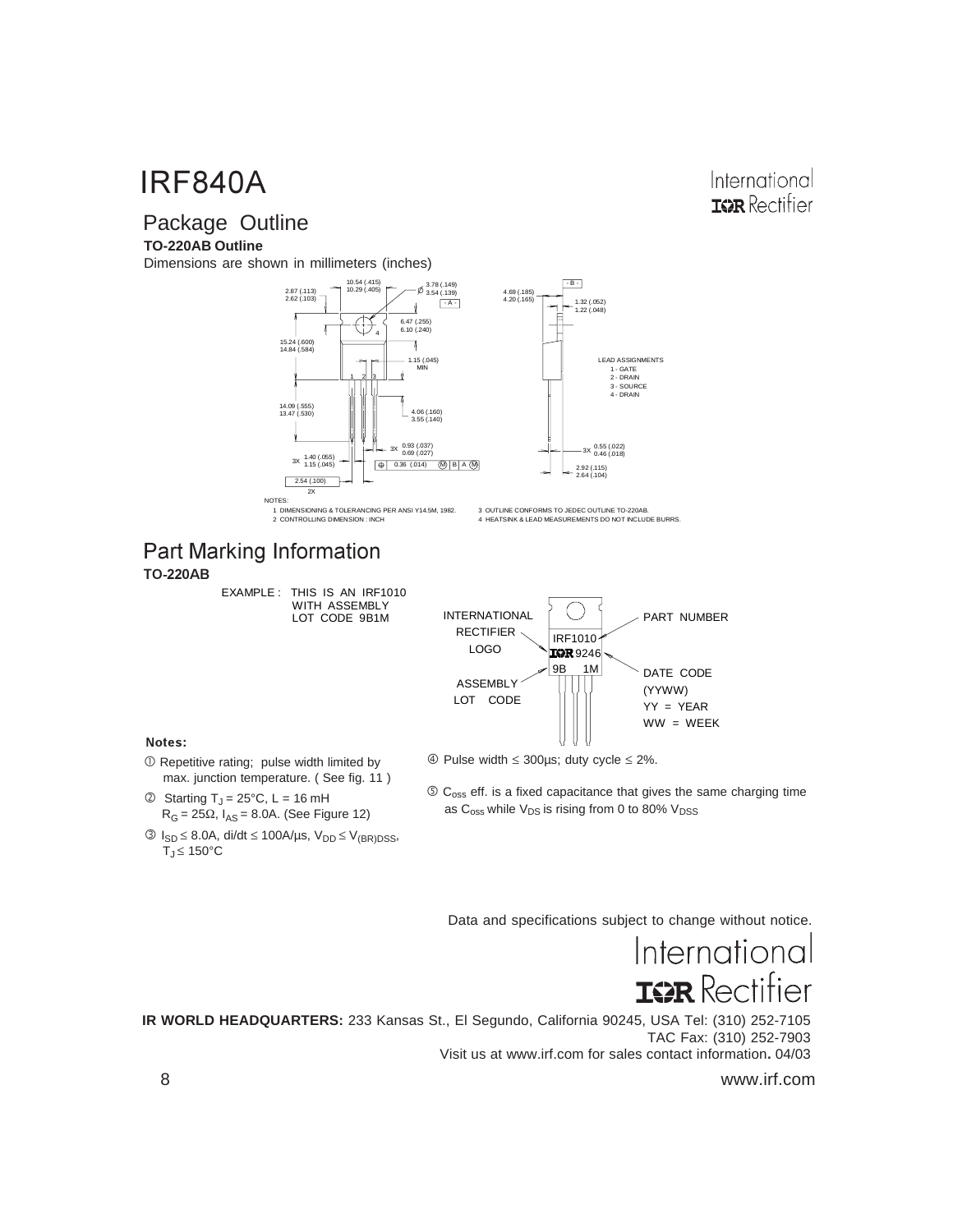# Package Outline

**TO-220AB Outline**

Dimensions are shown in millimeters (inches)

10.54 (.415)
10.29 (.405)
2.87 (.113)
2.62 (.103)
3.78 (.149)
Ø 3.54 (.139)
- A -
6.47 (.255)
6.10 (.240)
4
15.24 (.600)
14.84 (.584)
1.15 (.045)
MIN
1 2 3
14.09 (.555)
13.47 (.530)
4.06 (.160)
3.55 (.140)
3X 0.93 (.037)
0.69 (.027)
3X 1.40 (.055)
1.15 (.045)
0.36 (.014) M B A M
2.54 (.100)
2X

4.69 (.185)
4.20 (.165)
- B -
1.32 (.052)
1.22 (.048)

LEAD ASSIGNMENTS
1 - GATE
2 - DRAIN
3 - SOURCE
4 - DRAIN

3X 0.55 (.022)
0.46 (.018)
2.92 (.115)
2.64 (.104)

NOTES:
1 DIMENSIONING & TOLERANCING PER ANSI Y14.5M, 1982.
2 CONTROLLING DIMENSION : INCH
3 OUTLINE CONFORMS TO JEDEC OUTLINE TO-220AB.
4 HEATSINK & LEAD MEASUREMENTS DO NOT INCLUDE BURRS.

# Part Marking Information

**TO-220AB**

EXAMPLE : THIS IS AN IRF1010 WITH ASSEMBLY LOT CODE 9B1M

INTERNATIONAL RECTIFIER LOGO
IRF1010
IOR 9246
9B 1M
ASSEMBLY LOT CODE
PART NUMBER
DATE CODE (YYWW)
YY = YEAR
WW = WEEK

**Notes:**

① Repetitive rating; pulse width limited by max. junction temperature. ( See fig. 11 )

② Starting $T_J = 25°C$, $L = 16\ mH$ $R_G = 25\Omega$, $I_{AS} = 8.0A$. (See Figure 12)

③ $I_{SD} \leq 8.0A$, $di/dt \leq 100A/\mu s$, $V_{DD} \leq V_{(BR)DSS}$, $T_J \leq 150°C$

④ Pulse width ≤ 300µs; duty cycle ≤ 2%.

⑤ $C_{oss}$ eff. is a fixed capacitance that gives the same charging time as $C_{oss}$ while $V_{DS}$ is rising from 0 to 80% $V_{DSS}$

Data and specifications subject to change without notice.

International IOR Rectifier

**IR WORLD HEADQUARTERS:** 233 Kansas St., El Segundo, California 90245, USA Tel: (310) 252-7105
TAC Fax: (310) 252-7903
Visit us at www.irf.com for sales contact information**.** 04/03